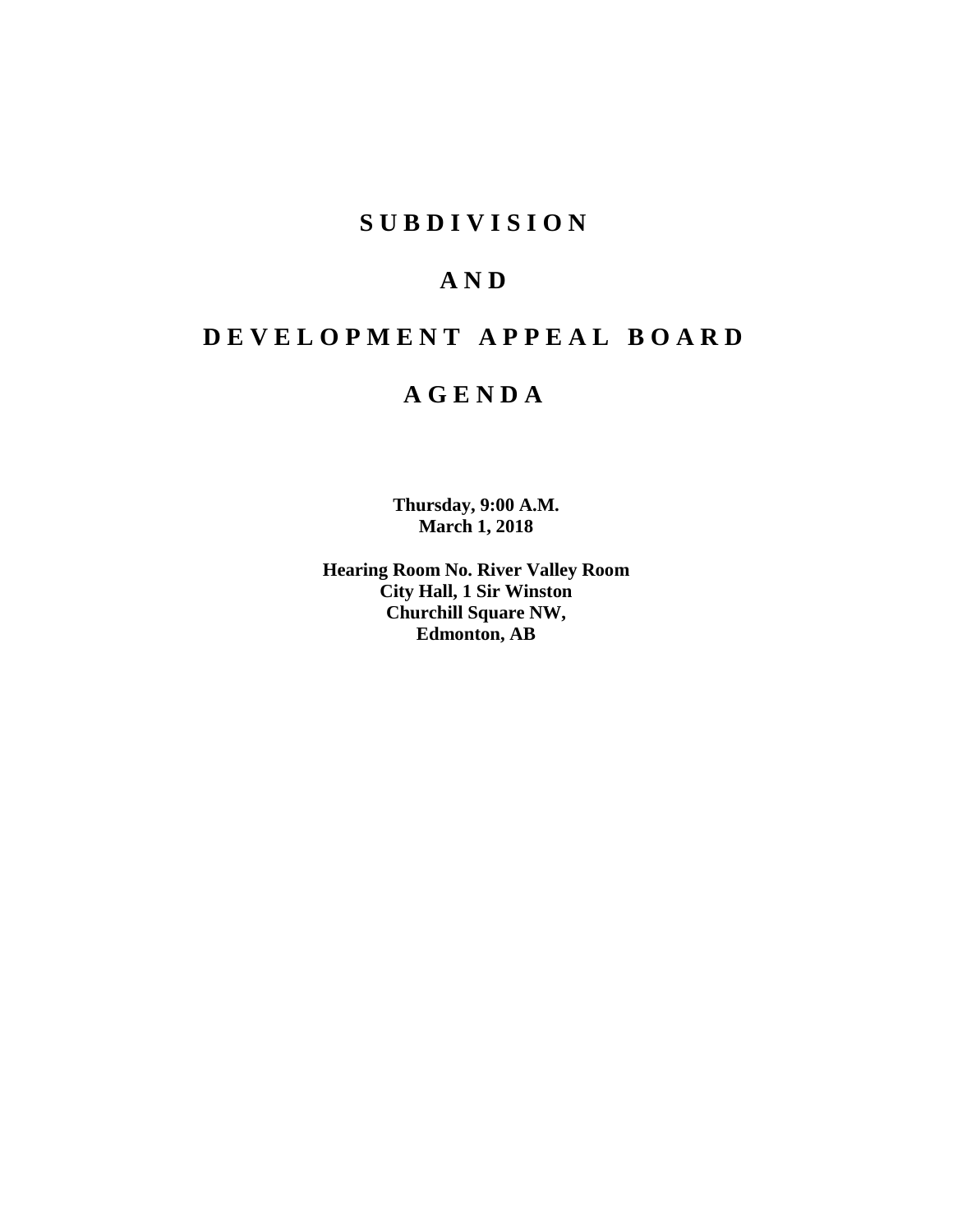# S U B D I V I S I O N

# A N D

# D E V E L O P M E N T   A P P E A L   B O A R D

# A G E N D A

**Thursday, 9:00 A.M.**
**March 1, 2018**

**Hearing Room No. River Valley Room**
**City Hall, 1 Sir Winston**
**Churchill Square NW,**
**Edmonton, AB**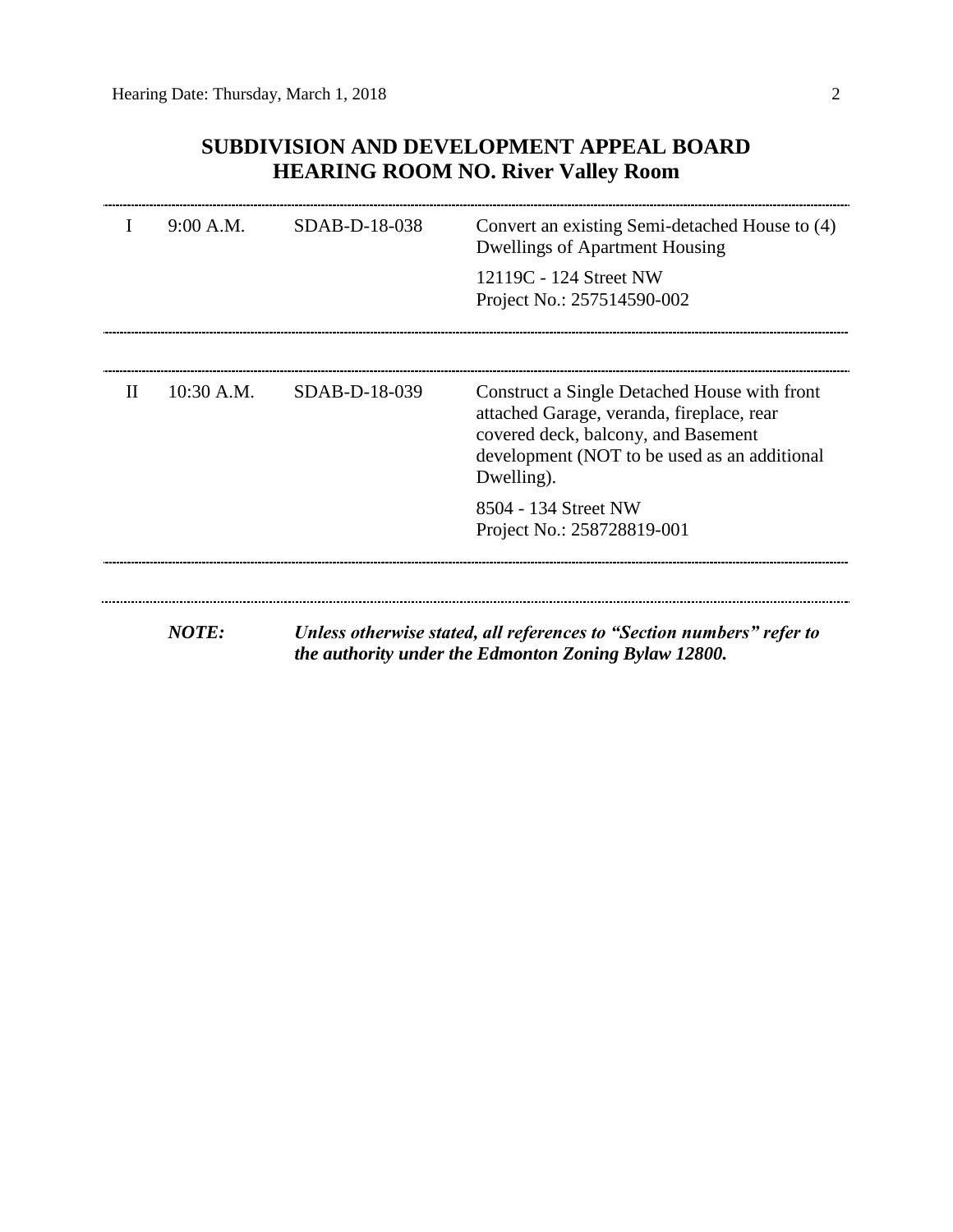## SUBDIVISION AND DEVELOPMENT APPEAL BOARD
## HEARING ROOM NO. River Valley Room

| | | | |
|---|---|---|---|
| I | 9:00 A.M. | SDAB-D-18-038 | Convert an existing Semi-detached House to (4) Dwellings of Apartment Housing<br><br>12119C - 124 Street NW<br>Project No.: 257514590-002 |
| II | 10:30 A.M. | SDAB-D-18-039 | Construct a Single Detached House with front attached Garage, veranda, fireplace, rear covered deck, balcony, and Basement development (NOT to be used as an additional Dwelling).<br><br>8504 - 134 Street NW<br>Project No.: 258728819-001 |

***NOTE:*** ***Unless otherwise stated, all references to "Section numbers" refer to the authority under the Edmonton Zoning Bylaw 12800.***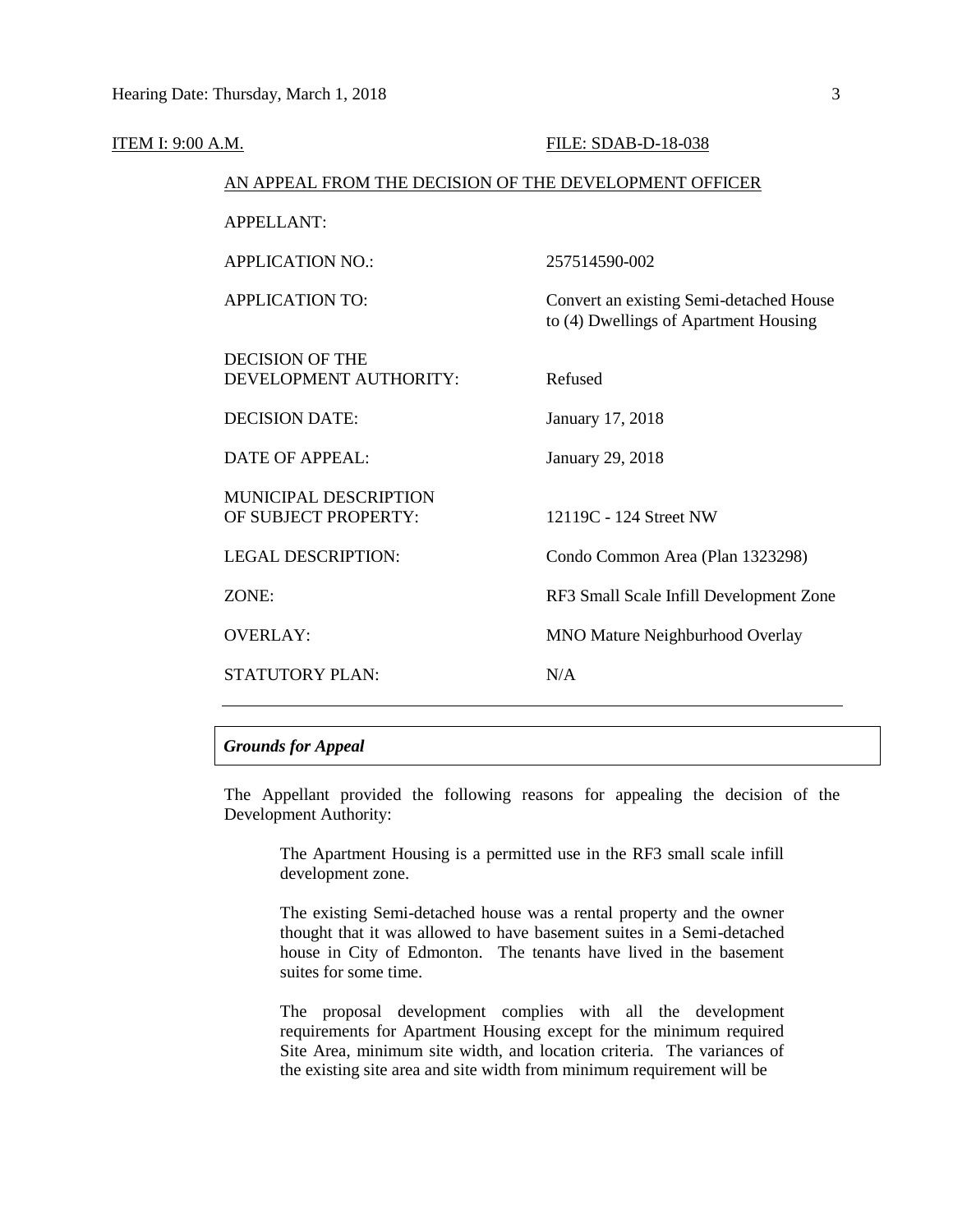ITEM I: 9:00 A.M. FILE: SDAB-D-18-038

AN APPEAL FROM THE DECISION OF THE DEVELOPMENT OFFICER

| | |
|---|---|
| APPELLANT: | |
| APPLICATION NO.: | 257514590-002 |
| APPLICATION TO: | Convert an existing Semi-detached House to (4) Dwellings of Apartment Housing |
| DECISION OF THE DEVELOPMENT AUTHORITY: | Refused |
| DECISION DATE: | January 17, 2018 |
| DATE OF APPEAL: | January 29, 2018 |
| MUNICIPAL DESCRIPTION OF SUBJECT PROPERTY: | 12119C - 124 Street NW |
| LEGAL DESCRIPTION: | Condo Common Area (Plan 1323298) |
| ZONE: | RF3 Small Scale Infill Development Zone |
| OVERLAY: | MNO Mature Neighburhood Overlay |
| STATUTORY PLAN: | N/A |

---

### *Grounds for Appeal*

The Appellant provided the following reasons for appealing the decision of the Development Authority:

> The Apartment Housing is a permitted use in the RF3 small scale infill development zone.
>
> The existing Semi-detached house was a rental property and the owner thought that it was allowed to have basement suites in a Semi-detached house in City of Edmonton. The tenants have lived in the basement suites for some time.
>
> The proposal development complies with all the development requirements for Apartment Housing except for the minimum required Site Area, minimum site width, and location criteria. The variances of the existing site area and site width from minimum requirement will be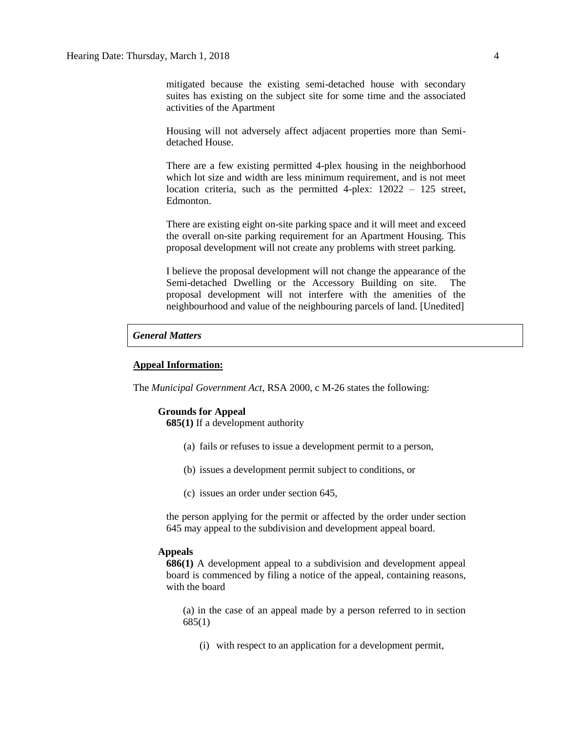mitigated because the existing semi-detached house with secondary suites has existing on the subject site for some time and the associated activities of the Apartment

Housing will not adversely affect adjacent properties more than Semi-detached House.

There are a few existing permitted 4-plex housing in the neighborhood which lot size and width are less minimum requirement, and is not meet location criteria, such as the permitted 4-plex: 12022 – 125 street, Edmonton.

There are existing eight on-site parking space and it will meet and exceed the overall on-site parking requirement for an Apartment Housing. This proposal development will not create any problems with street parking.

I believe the proposal development will not change the appearance of the Semi-detached Dwelling or the Accessory Building on site. The proposal development will not interfere with the amenities of the neighbourhood and value of the neighbouring parcels of land. [Unedited]

### *General Matters*

**Appeal Information:**

The *Municipal Government Act*, RSA 2000, c M-26 states the following:

**Grounds for Appeal**

**685(1)** If a development authority

(a) fails or refuses to issue a development permit to a person,

(b) issues a development permit subject to conditions, or

(c) issues an order under section 645,

the person applying for the permit or affected by the order under section 645 may appeal to the subdivision and development appeal board.

**Appeals**

**686(1)** A development appeal to a subdivision and development appeal board is commenced by filing a notice of the appeal, containing reasons, with the board

(a) in the case of an appeal made by a person referred to in section 685(1)

(i) with respect to an application for a development permit,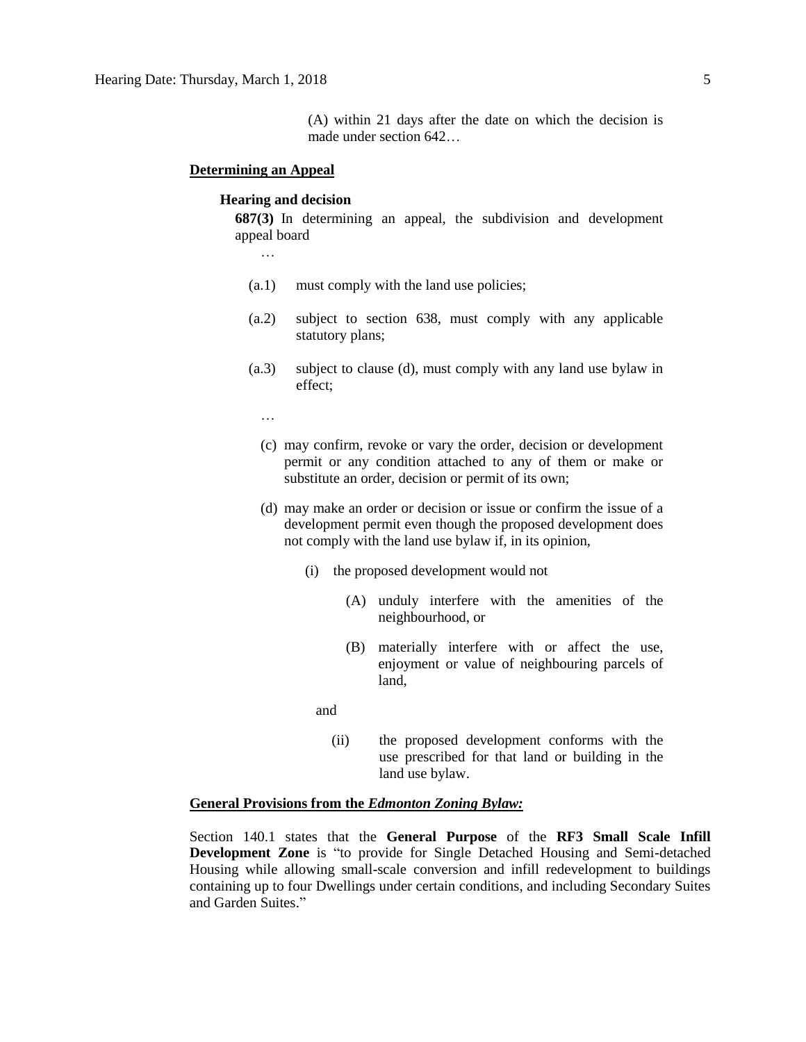(A) within 21 days after the date on which the decision is made under section 642…

**Determining an Appeal**

**Hearing and decision**

**687(3)** In determining an appeal, the subdivision and development appeal board

…

(a.1) must comply with the land use policies;

(a.2) subject to section 638, must comply with any applicable statutory plans;

(a.3) subject to clause (d), must comply with any land use bylaw in effect;

…

(c) may confirm, revoke or vary the order, decision or development permit or any condition attached to any of them or make or substitute an order, decision or permit of its own;

(d) may make an order or decision or issue or confirm the issue of a development permit even though the proposed development does not comply with the land use bylaw if, in its opinion,

(i) the proposed development would not

(A) unduly interfere with the amenities of the neighbourhood, or

(B) materially interfere with or affect the use, enjoyment or value of neighbouring parcels of land,

and

(ii) the proposed development conforms with the use prescribed for that land or building in the land use bylaw.

**General Provisions from the *Edmonton Zoning Bylaw:***

Section 140.1 states that the **General Purpose** of the **RF3 Small Scale Infill Development Zone** is "to provide for Single Detached Housing and Semi-detached Housing while allowing small-scale conversion and infill redevelopment to buildings containing up to four Dwellings under certain conditions, and including Secondary Suites and Garden Suites."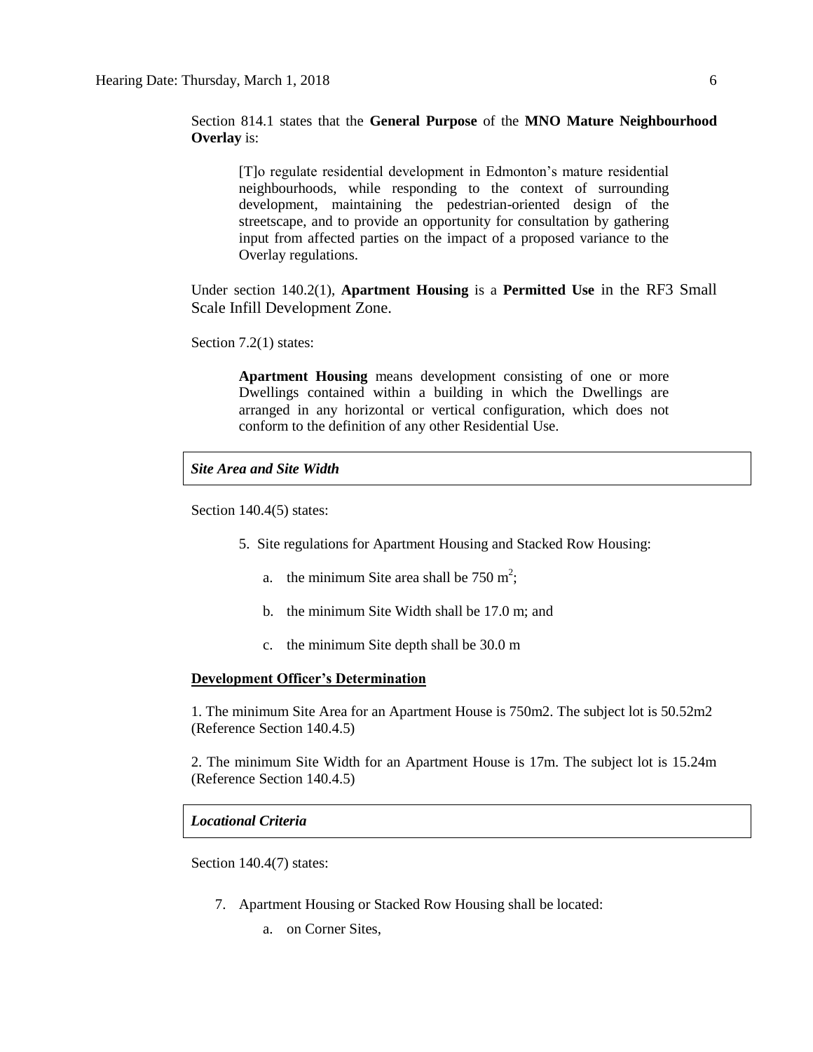Section 814.1 states that the **General Purpose** of the **MNO Mature Neighbourhood Overlay** is:

> [T]o regulate residential development in Edmonton's mature residential neighbourhoods, while responding to the context of surrounding development, maintaining the pedestrian-oriented design of the streetscape, and to provide an opportunity for consultation by gathering input from affected parties on the impact of a proposed variance to the Overlay regulations.

Under section 140.2(1), **Apartment Housing** is a **Permitted Use** in the RF3 Small Scale Infill Development Zone.

Section 7.2(1) states:

> **Apartment Housing** means development consisting of one or more Dwellings contained within a building in which the Dwellings are arranged in any horizontal or vertical configuration, which does not conform to the definition of any other Residential Use.

***Site Area and Site Width***

Section 140.4(5) states:

5. Site regulations for Apartment Housing and Stacked Row Housing:
   a. the minimum Site area shall be 750 $m^2$;
   b. the minimum Site Width shall be 17.0 m; and
   c. the minimum Site depth shall be 30.0 m

**Development Officer's Determination**

1. The minimum Site Area for an Apartment House is 750m2. The subject lot is 50.52m2 (Reference Section 140.4.5)

2. The minimum Site Width for an Apartment House is 17m. The subject lot is 15.24m (Reference Section 140.4.5)

***Locational Criteria***

Section 140.4(7) states:

7. Apartment Housing or Stacked Row Housing shall be located:
   a. on Corner Sites,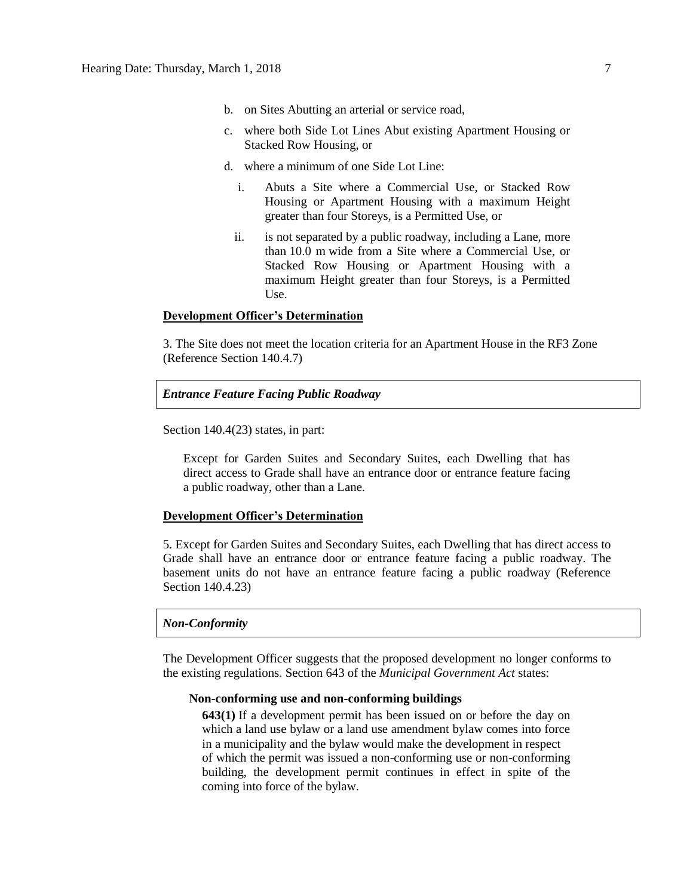b. on Sites Abutting an arterial or service road,

c. where both Side Lot Lines Abut existing Apartment Housing or Stacked Row Housing, or

d. where a minimum of one Side Lot Line:

   i. Abuts a Site where a Commercial Use, or Stacked Row Housing or Apartment Housing with a maximum Height greater than four Storeys, is a Permitted Use, or

   ii. is not separated by a public roadway, including a Lane, more than 10.0 m wide from a Site where a Commercial Use, or Stacked Row Housing or Apartment Housing with a maximum Height greater than four Storeys, is a Permitted Use.

**Development Officer's Determination**

3. The Site does not meet the location criteria for an Apartment House in the RF3 Zone (Reference Section 140.4.7)

***Entrance Feature Facing Public Roadway***

Section 140.4(23) states, in part:

> Except for Garden Suites and Secondary Suites, each Dwelling that has direct access to Grade shall have an entrance door or entrance feature facing a public roadway, other than a Lane.

**Development Officer's Determination**

5. Except for Garden Suites and Secondary Suites, each Dwelling that has direct access to Grade shall have an entrance door or entrance feature facing a public roadway. The basement units do not have an entrance feature facing a public roadway (Reference Section 140.4.23)

***Non-Conformity***

The Development Officer suggests that the proposed development no longer conforms to the existing regulations. Section 643 of the *Municipal Government Act* states:

> **Non-conforming use and non-conforming buildings**
>
> **643(1)** If a development permit has been issued on or before the day on which a land use bylaw or a land use amendment bylaw comes into force in a municipality and the bylaw would make the development in respect of which the permit was issued a non-conforming use or non-conforming building, the development permit continues in effect in spite of the coming into force of the bylaw.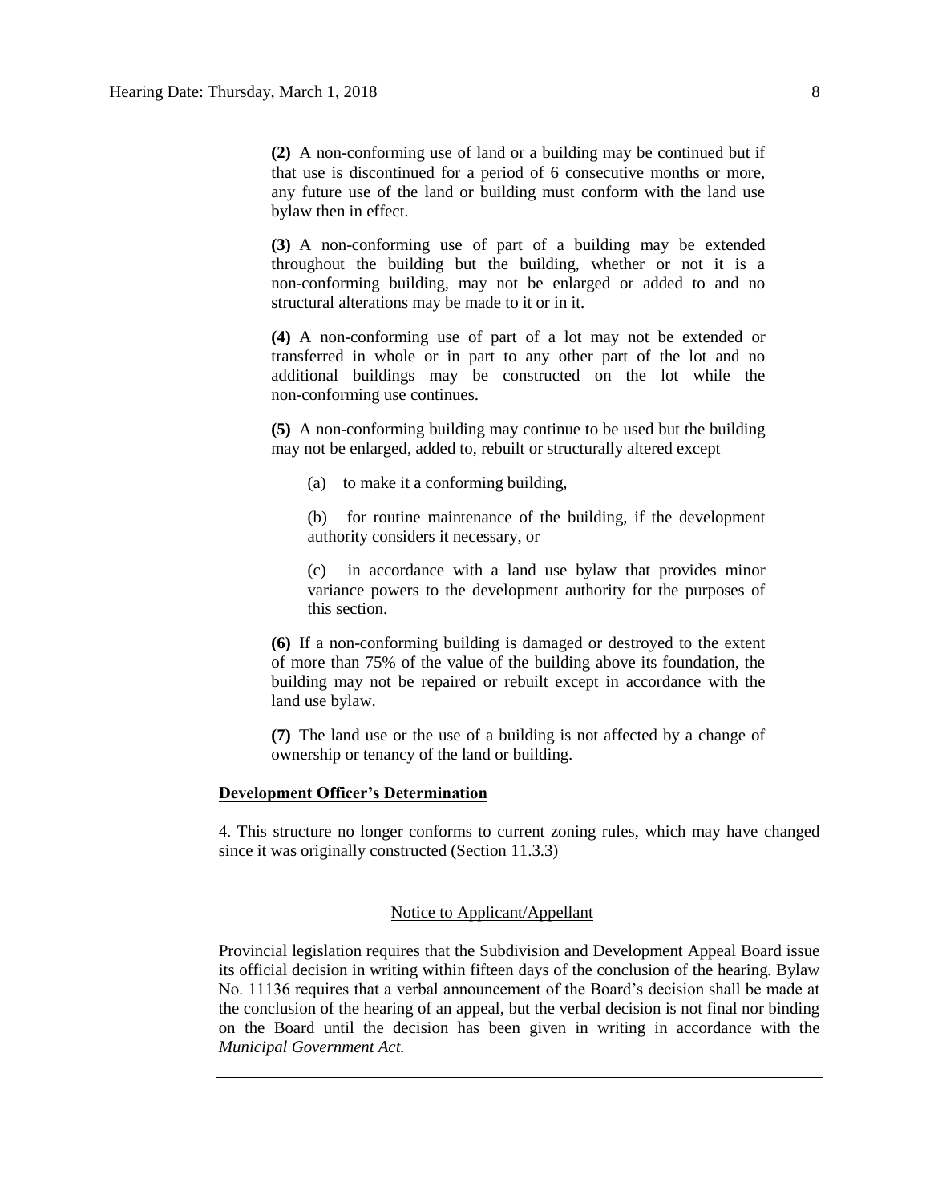**(2)** A non-conforming use of land or a building may be continued but if that use is discontinued for a period of 6 consecutive months or more, any future use of the land or building must conform with the land use bylaw then in effect.

**(3)** A non-conforming use of part of a building may be extended throughout the building but the building, whether or not it is a non-conforming building, may not be enlarged or added to and no structural alterations may be made to it or in it.

**(4)** A non-conforming use of part of a lot may not be extended or transferred in whole or in part to any other part of the lot and no additional buildings may be constructed on the lot while the non-conforming use continues.

**(5)** A non-conforming building may continue to be used but the building may not be enlarged, added to, rebuilt or structurally altered except

(a) to make it a conforming building,

(b) for routine maintenance of the building, if the development authority considers it necessary, or

(c) in accordance with a land use bylaw that provides minor variance powers to the development authority for the purposes of this section.

**(6)** If a non-conforming building is damaged or destroyed to the extent of more than 75% of the value of the building above its foundation, the building may not be repaired or rebuilt except in accordance with the land use bylaw.

**(7)** The land use or the use of a building is not affected by a change of ownership or tenancy of the land or building.

**Development Officer's Determination**

4. This structure no longer conforms to current zoning rules, which may have changed since it was originally constructed (Section 11.3.3)

---

Notice to Applicant/Appellant

Provincial legislation requires that the Subdivision and Development Appeal Board issue its official decision in writing within fifteen days of the conclusion of the hearing. Bylaw No. 11136 requires that a verbal announcement of the Board's decision shall be made at the conclusion of the hearing of an appeal, but the verbal decision is not final nor binding on the Board until the decision has been given in writing in accordance with the *Municipal Government Act.*

---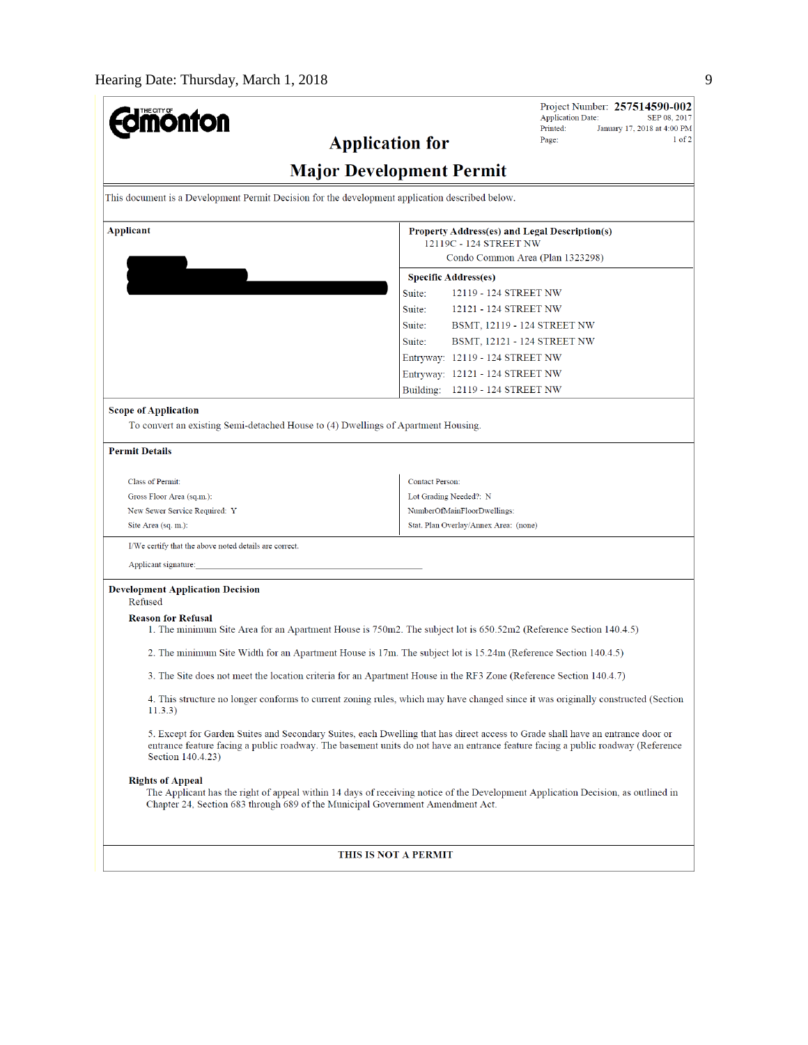Project Number: **257514590-002**
Application Date: SEP 08, 2017
Printed: January 17, 2018 at 4:00 PM

# Application for Major Development Permit

This document is a Development Permit Decision for the development application described below.

| Applicant | Property Address(es) and Legal Description(s) |
|---|---|
| | 12119C - 124 STREET NW<br>Condo Common Area (Plan 1323298) |

**Specific Address(es)**

| | |
|---|---|
| Suite: | 12119 - 124 STREET NW |
| Suite: | 12121 - 124 STREET NW |
| Suite: | BSMT, 12119 - 124 STREET NW |
| Suite: | BSMT, 12121 - 124 STREET NW |
| Entryway: | 12119 - 124 STREET NW |
| Entryway: | 12121 - 124 STREET NW |
| Building: | 12119 - 124 STREET NW |

**Scope of Application**

To convert an existing Semi-detached House to (4) Dwellings of Apartment Housing.

**Permit Details**

| | |
|---|---|
| Class of Permit: | Contact Person: |
| Gross Floor Area (sq.m.): | Lot Grading Needed?: N |
| New Sewer Service Required: Y | NumberOfMainFloorDwellings: |
| Site Area (sq. m.): | Stat. Plan Overlay/Annex Area: (none) |

I/We certify that the above noted details are correct.

Applicant signature:

**Development Application Decision**

Refused

**Reason for Refusal**

1. The minimum Site Area for an Apartment House is 750m2. The subject lot is 650.52m2 (Reference Section 140.4.5)

2. The minimum Site Width for an Apartment House is 17m. The subject lot is 15.24m (Reference Section 140.4.5)

3. The Site does not meet the location criteria for an Apartment House in the RF3 Zone (Reference Section 140.4.7)

4. This structure no longer conforms to current zoning rules, which may have changed since it was originally constructed (Section 11.3.3)

5. Except for Garden Suites and Secondary Suites, each Dwelling that has direct access to Grade shall have an entrance door or entrance feature facing a public roadway. The basement units do not have an entrance feature facing a public roadway (Reference Section 140.4.23)

**Rights of Appeal**

The Applicant has the right of appeal within 14 days of receiving notice of the Development Application Decision, as outlined in Chapter 24, Section 683 through 689 of the Municipal Government Amendment Act.

**THIS IS NOT A PERMIT**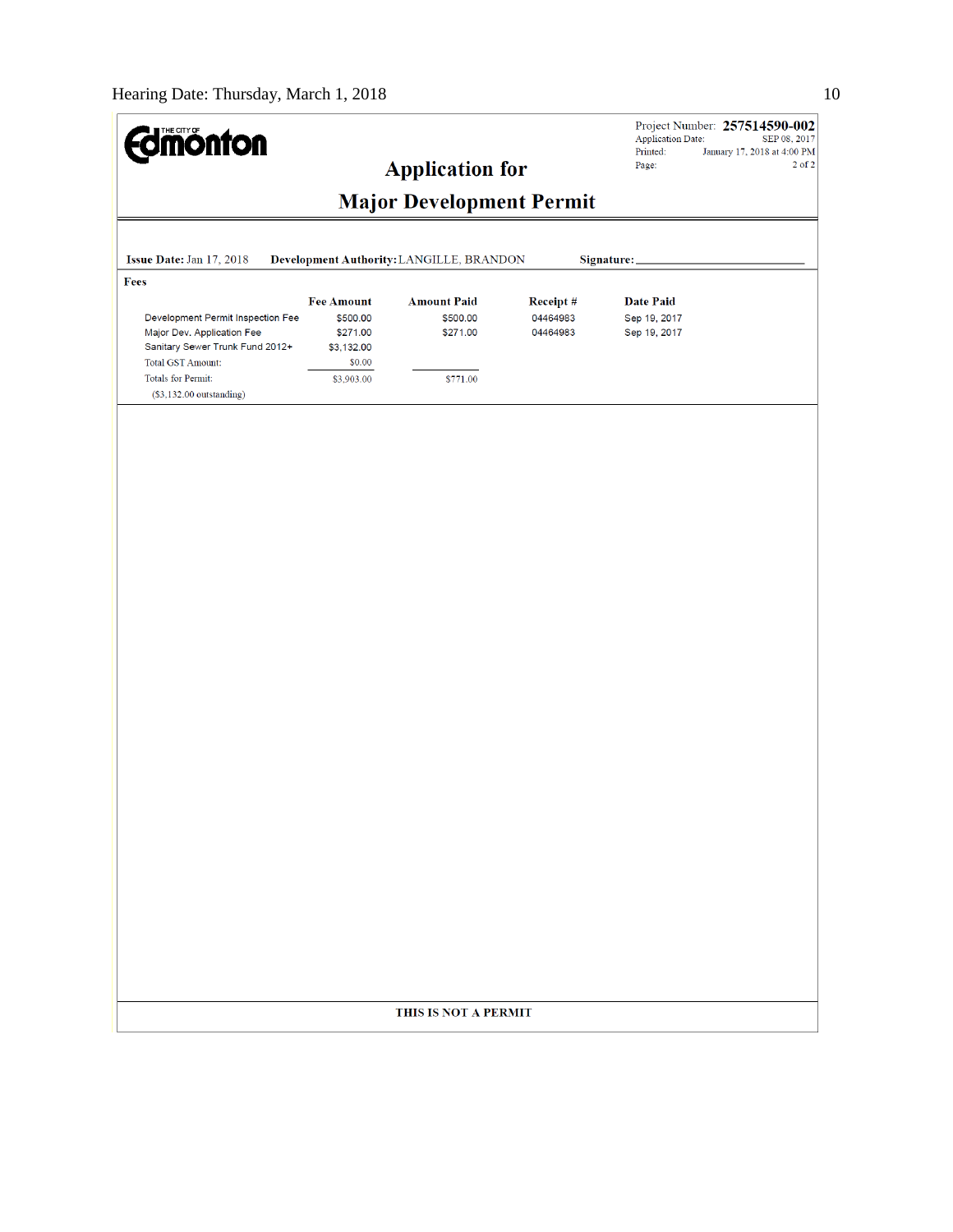THE CITY OF Edmonton

Project Number: **257514590-002**
Application Date: SEP 08, 2017
Printed: January 17, 2018 at 4:00 PM

# Application for

# Major Development Permit

**Issue Date:** Jan 17, 2018 **Development Authority:** LANGILLE, BRANDON **Signature:** \_\_\_\_\_\_\_\_\_\_\_\_\_\_\_\_\_\_\_\_

**Fees**

| | Fee Amount | Amount Paid | Receipt # | Date Paid |
|---|---|---|---|---|
| Development Permit Inspection Fee | $500.00 | $500.00 | 04464983 | Sep 19, 2017 |
| Major Dev. Application Fee | $271.00 | $271.00 | 04464983 | Sep 19, 2017 |
| Sanitary Sewer Trunk Fund 2012+ | $3,132.00 | | | |
| Total GST Amount: | $0.00 | | | |
| Totals for Permit: | $3,903.00 | $771.00 | | |
| ($3,132.00 outstanding) | | | | |

**THIS IS NOT A PERMIT**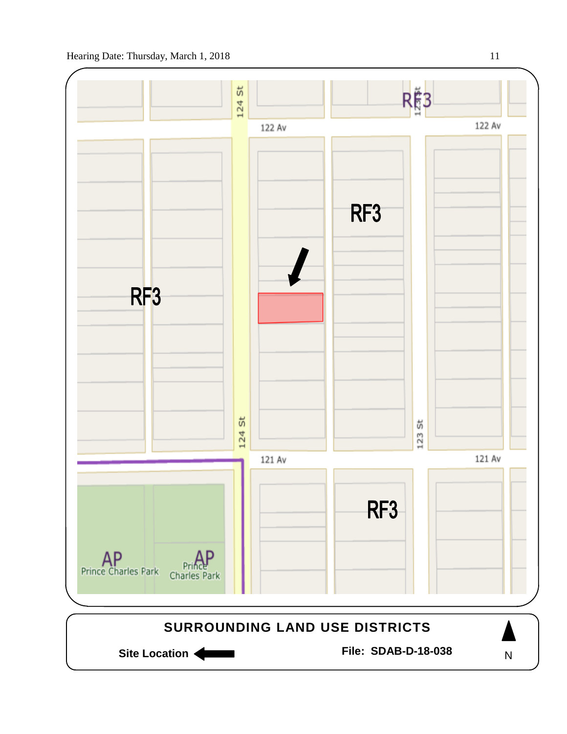RF3

122 Av

124 St

123 St

RF3

RF3

124 St

121 Av

123 St

121 Av

RF3

AP Prince Charles Park

AP Prince Charles Park

**SURROUNDING LAND USE DISTRICTS**

**Site Location** ←

**File: SDAB-D-18-038**

N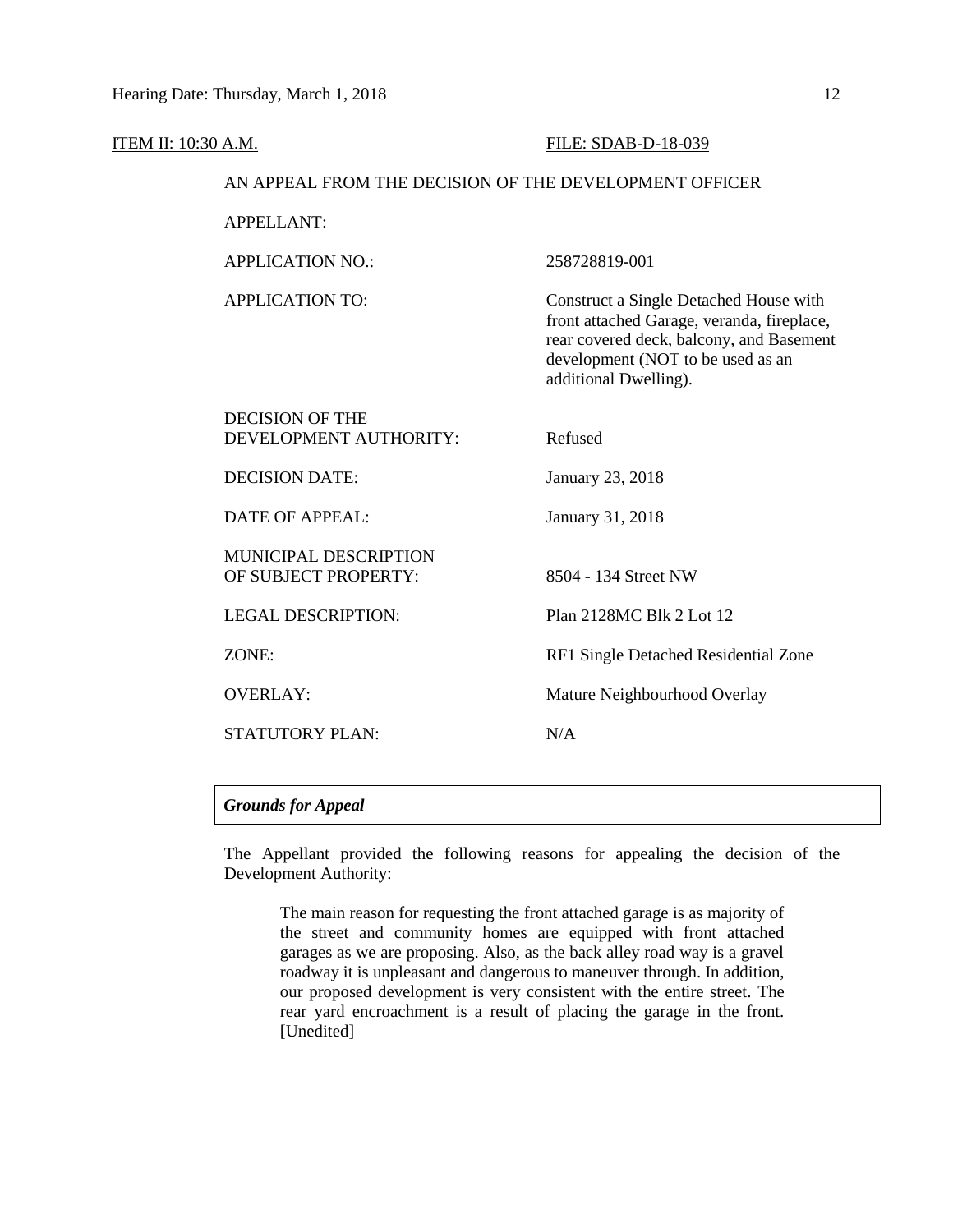ITEM II: 10:30 A.M. FILE: SDAB-D-18-039

AN APPEAL FROM THE DECISION OF THE DEVELOPMENT OFFICER

| | |
|---|---|
| APPELLANT: | |
| APPLICATION NO.: | 258728819-001 |
| APPLICATION TO: | Construct a Single Detached House with front attached Garage, veranda, fireplace, rear covered deck, balcony, and Basement development (NOT to be used as an additional Dwelling). |
| DECISION OF THE DEVELOPMENT AUTHORITY: | Refused |
| DECISION DATE: | January 23, 2018 |
| DATE OF APPEAL: | January 31, 2018 |
| MUNICIPAL DESCRIPTION OF SUBJECT PROPERTY: | 8504 - 134 Street NW |
| LEGAL DESCRIPTION: | Plan 2128MC Blk 2 Lot 12 |
| ZONE: | RF1 Single Detached Residential Zone |
| OVERLAY: | Mature Neighbourhood Overlay |
| STATUTORY PLAN: | N/A |

***Grounds for Appeal***

The Appellant provided the following reasons for appealing the decision of the Development Authority:

> The main reason for requesting the front attached garage is as majority of the street and community homes are equipped with front attached garages as we are proposing. Also, as the back alley road way is a gravel roadway it is unpleasant and dangerous to maneuver through. In addition, our proposed development is very consistent with the entire street. The rear yard encroachment is a result of placing the garage in the front. [Unedited]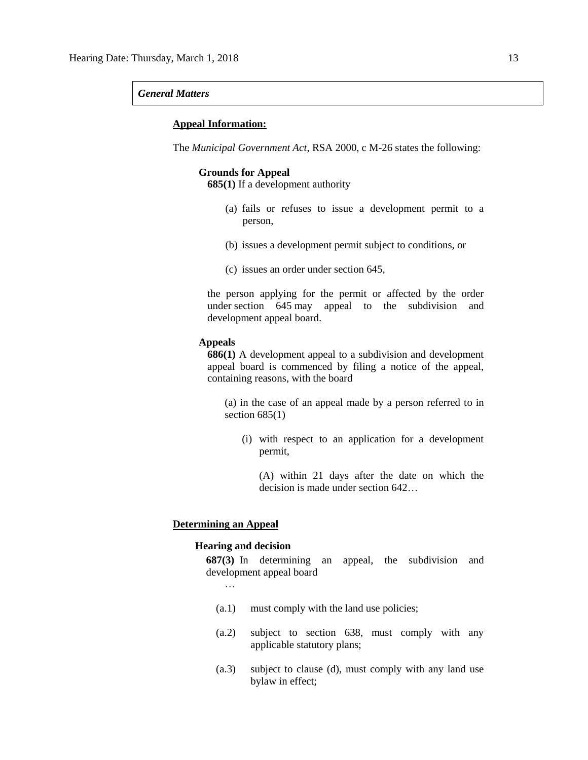### *General Matters*

**Appeal Information:**

The *Municipal Government Act*, RSA 2000, c M-26 states the following:

**Grounds for Appeal**

**685(1)** If a development authority

(a) fails or refuses to issue a development permit to a person,

(b) issues a development permit subject to conditions, or

(c) issues an order under section 645,

the person applying for the permit or affected by the order under section 645 may appeal to the subdivision and development appeal board.

**Appeals**

**686(1)** A development appeal to a subdivision and development appeal board is commenced by filing a notice of the appeal, containing reasons, with the board

(a) in the case of an appeal made by a person referred to in section 685(1)

(i) with respect to an application for a development permit,

(A) within 21 days after the date on which the decision is made under section 642…

**Determining an Appeal**

**Hearing and decision**

**687(3)** In determining an appeal, the subdivision and development appeal board

…

(a.1) must comply with the land use policies;

(a.2) subject to section 638, must comply with any applicable statutory plans;

(a.3) subject to clause (d), must comply with any land use bylaw in effect;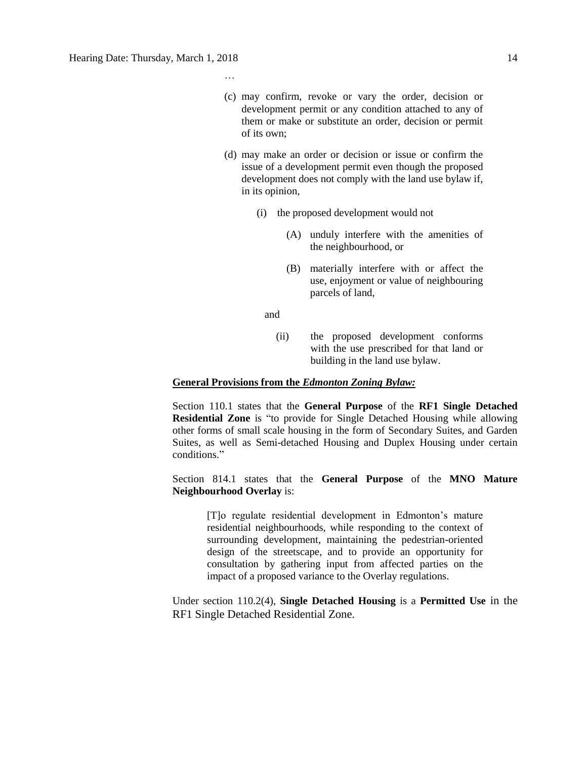…

(c) may confirm, revoke or vary the order, decision or development permit or any condition attached to any of them or make or substitute an order, decision or permit of its own;

(d) may make an order or decision or issue or confirm the issue of a development permit even though the proposed development does not comply with the land use bylaw if, in its opinion,

(i) the proposed development would not

(A) unduly interfere with the amenities of the neighbourhood, or

(B) materially interfere with or affect the use, enjoyment or value of neighbouring parcels of land,

and

(ii) the proposed development conforms with the use prescribed for that land or building in the land use bylaw.

**General Provisions from the *Edmonton Zoning Bylaw:***

Section 110.1 states that the **General Purpose** of the **RF1 Single Detached Residential Zone** is "to provide for Single Detached Housing while allowing other forms of small scale housing in the form of Secondary Suites, and Garden Suites, as well as Semi-detached Housing and Duplex Housing under certain conditions."

Section 814.1 states that the **General Purpose** of the **MNO Mature Neighbourhood Overlay** is:

> [T]o regulate residential development in Edmonton's mature residential neighbourhoods, while responding to the context of surrounding development, maintaining the pedestrian-oriented design of the streetscape, and to provide an opportunity for consultation by gathering input from affected parties on the impact of a proposed variance to the Overlay regulations.

Under section 110.2(4), **Single Detached Housing** is a **Permitted Use** in the RF1 Single Detached Residential Zone.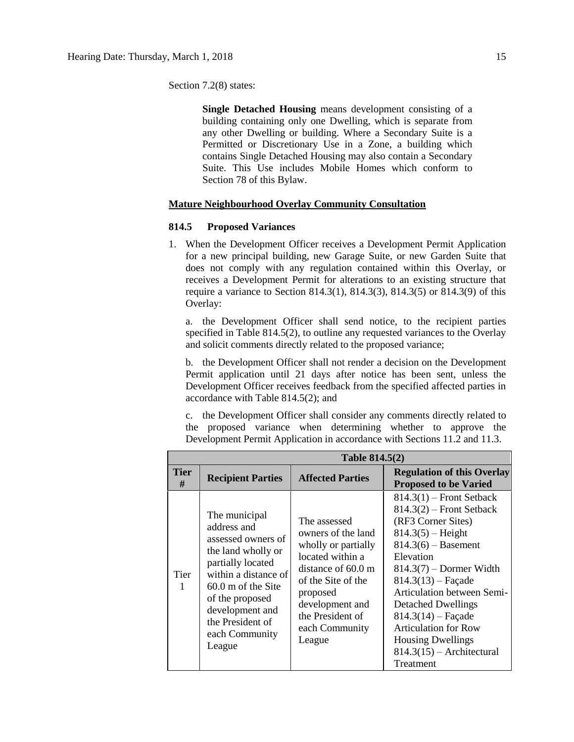Section 7.2(8) states:

> **Single Detached Housing** means development consisting of a building containing only one Dwelling, which is separate from any other Dwelling or building. Where a Secondary Suite is a Permitted or Discretionary Use in a Zone, a building which contains Single Detached Housing may also contain a Secondary Suite. This Use includes Mobile Homes which conform to Section 78 of this Bylaw.

**Mature Neighbourhood Overlay Community Consultation**

**814.5 Proposed Variances**

1. When the Development Officer receives a Development Permit Application for a new principal building, new Garage Suite, or new Garden Suite that does not comply with any regulation contained within this Overlay, or receives a Development Permit for alterations to an existing structure that require a variance to Section 814.3(1), 814.3(3), 814.3(5) or 814.3(9) of this Overlay:

   a. the Development Officer shall send notice, to the recipient parties specified in Table 814.5(2), to outline any requested variances to the Overlay and solicit comments directly related to the proposed variance;

   b. the Development Officer shall not render a decision on the Development Permit application until 21 days after notice has been sent, unless the Development Officer receives feedback from the specified affected parties in accordance with Table 814.5(2); and

   c. the Development Officer shall consider any comments directly related to the proposed variance when determining whether to approve the Development Permit Application in accordance with Sections 11.2 and 11.3.

| Table 814.5(2) | | | |
|---|---|---|---|
| **Tier #** | **Recipient Parties** | **Affected Parties** | **Regulation of this Overlay Proposed to be Varied** |
| Tier 1 | The municipal address and assessed owners of the land wholly or partially located within a distance of 60.0 m of the Site of the proposed development and the President of each Community League | The assessed owners of the land wholly or partially located within a distance of 60.0 m of the Site of the proposed development and the President of each Community League | 814.3(1) – Front Setback<br>814.3(2) – Front Setback (RF3 Corner Sites)<br>814.3(5) – Height<br>814.3(6) – Basement Elevation<br>814.3(7) – Dormer Width<br>814.3(13) – Façade Articulation between Semi-Detached Dwellings<br>814.3(14) – Façade Articulation for Row Housing Dwellings<br>814.3(15) – Architectural Treatment |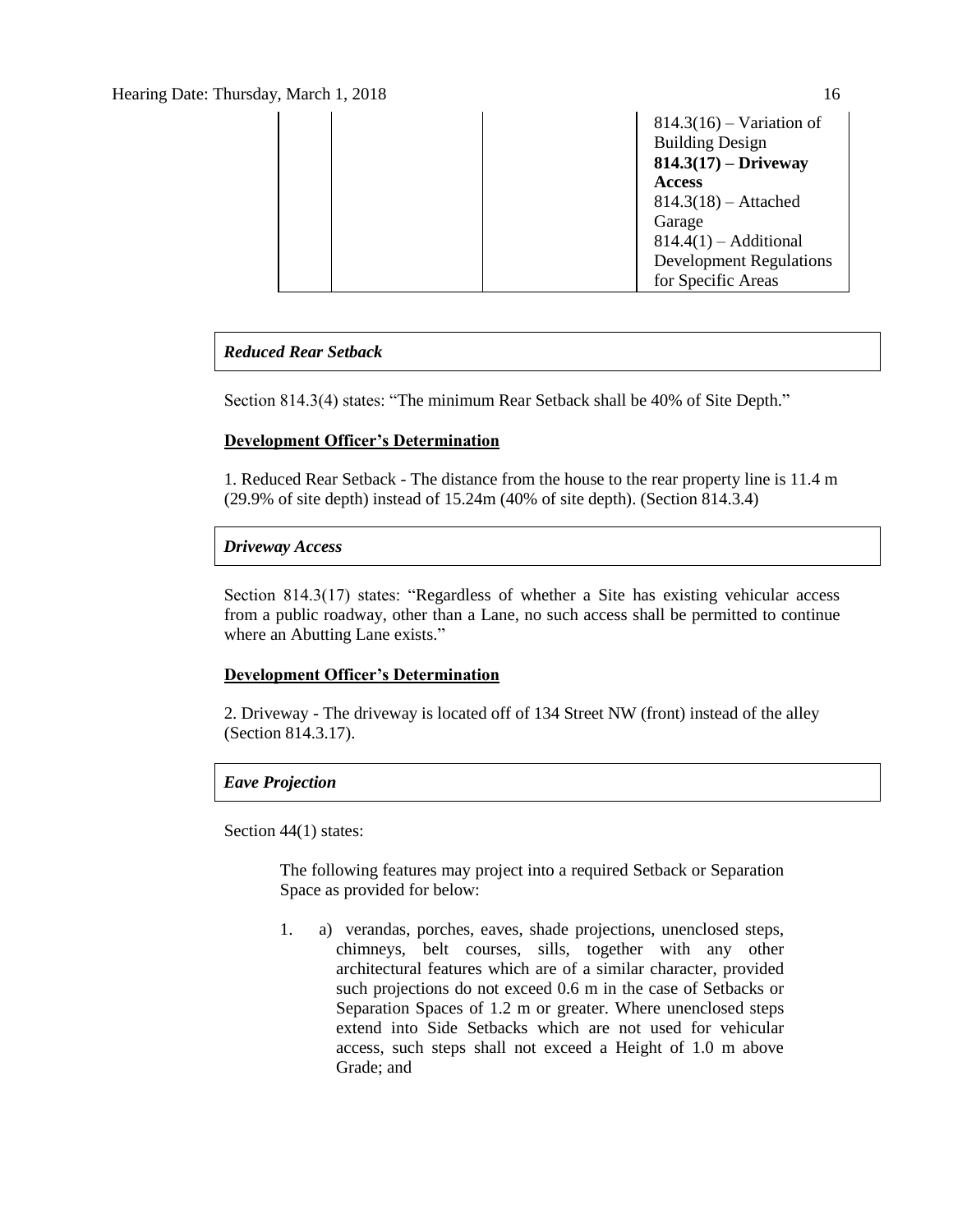| | | | |
|---|---|---|---|
| | | | 814.3(16) – Variation of Building Design<br>**814.3(17) – Driveway Access**<br>814.3(18) – Attached Garage<br>814.4(1) – Additional Development Regulations for Specific Areas |

***Reduced Rear Setback***

Section 814.3(4) states: "The minimum Rear Setback shall be 40% of Site Depth."

**Development Officer's Determination**

1. Reduced Rear Setback - The distance from the house to the rear property line is 11.4 m (29.9% of site depth) instead of 15.24m (40% of site depth). (Section 814.3.4)

***Driveway Access***

Section 814.3(17) states: "Regardless of whether a Site has existing vehicular access from a public roadway, other than a Lane, no such access shall be permitted to continue where an Abutting Lane exists."

**Development Officer's Determination**

2. Driveway - The driveway is located off of 134 Street NW (front) instead of the alley (Section 814.3.17).

***Eave Projection***

Section 44(1) states:

> The following features may project into a required Setback or Separation Space as provided for below:
>
> 1. a) verandas, porches, eaves, shade projections, unenclosed steps, chimneys, belt courses, sills, together with any other architectural features which are of a similar character, provided such projections do not exceed 0.6 m in the case of Setbacks or Separation Spaces of 1.2 m or greater. Where unenclosed steps extend into Side Setbacks which are not used for vehicular access, such steps shall not exceed a Height of 1.0 m above Grade; and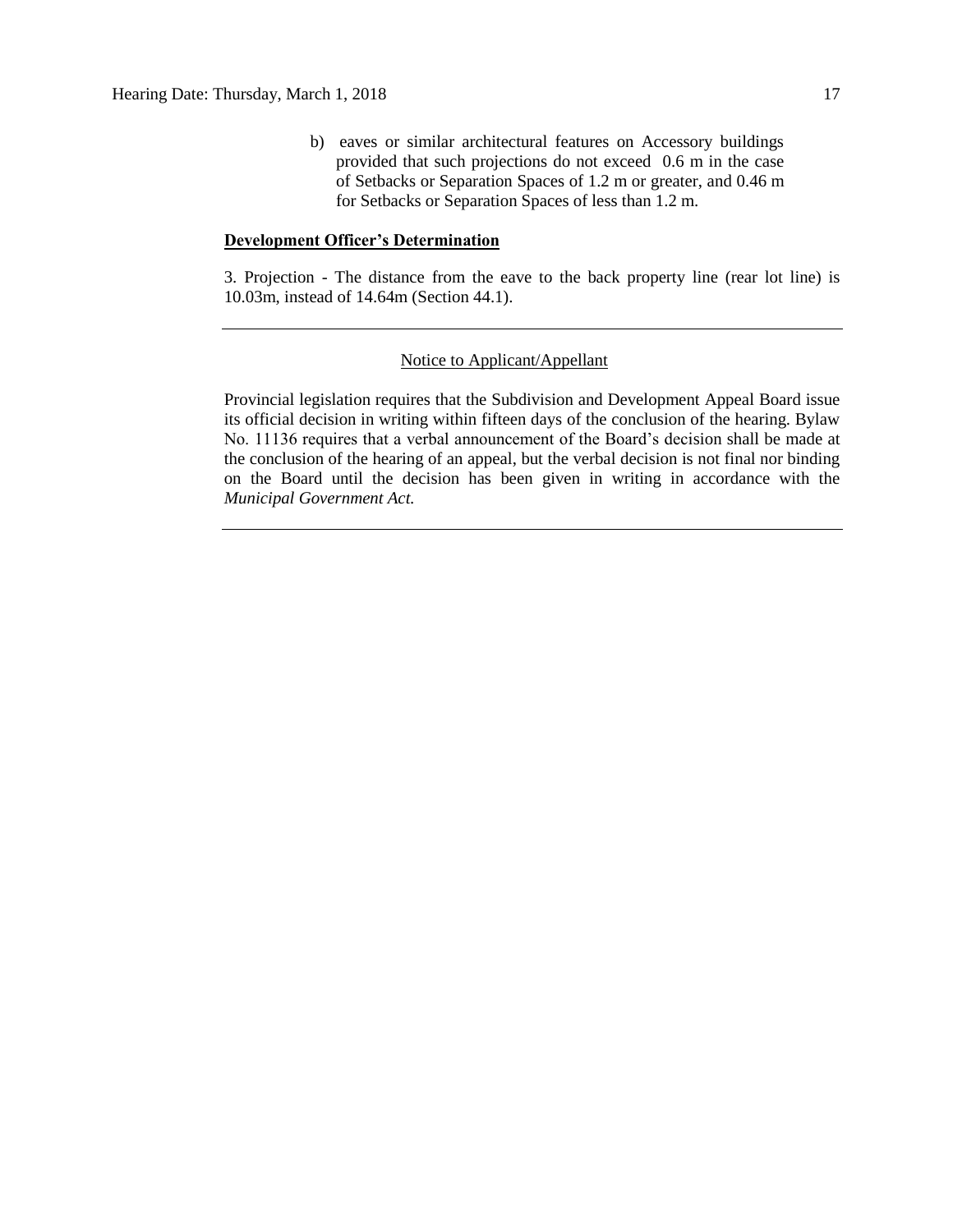b) eaves or similar architectural features on Accessory buildings provided that such projections do not exceed 0.6 m in the case of Setbacks or Separation Spaces of 1.2 m or greater, and 0.46 m for Setbacks or Separation Spaces of less than 1.2 m.

**Development Officer's Determination**

3. Projection - The distance from the eave to the back property line (rear lot line) is 10.03m, instead of 14.64m (Section 44.1).

---

Notice to Applicant/Appellant

Provincial legislation requires that the Subdivision and Development Appeal Board issue its official decision in writing within fifteen days of the conclusion of the hearing. Bylaw No. 11136 requires that a verbal announcement of the Board's decision shall be made at the conclusion of the hearing of an appeal, but the verbal decision is not final nor binding on the Board until the decision has been given in writing in accordance with the *Municipal Government Act.*

---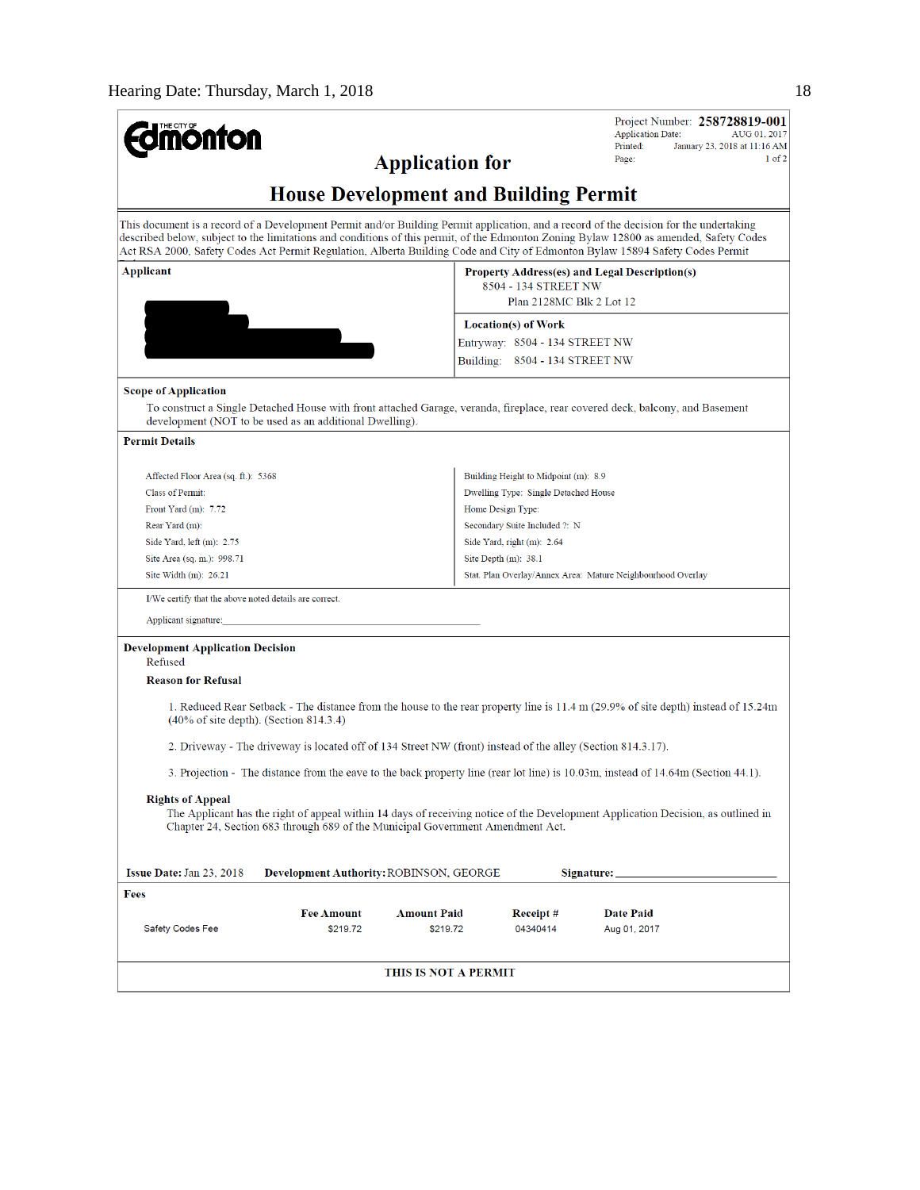**Edmonton** (The City of)

Project Number: **258728819-001**
Application Date: AUG 01, 2017
Printed: January 23, 2018 at 11:16 AM
Page: 1 of 2

# Application for

# House Development and Building Permit

This document is a record of a Development Permit and/or Building Permit application, and a record of the decision for the undertaking described below, subject to the limitations and conditions of this permit, of the Edmonton Zoning Bylaw 12800 as amended, Safety Codes Act RSA 2000, Safety Codes Act Permit Regulation, Alberta Building Code and City of Edmonton Bylaw 15894 Safety Codes Permit

**Applicant**

**Property Address(es) and Legal Description(s)**
8504 - 134 STREET NW
Plan 2128MC Blk 2 Lot 12

**Location(s) of Work**
Entryway: 8504 - 134 STREET NW
Building: 8504 - 134 STREET NW

**Scope of Application**

To construct a Single Detached House with front attached Garage, veranda, fireplace, rear covered deck, balcony, and Basement development (NOT to be used as an additional Dwelling).

**Permit Details**

| | |
|---|---|
| Affected Floor Area (sq. ft.): 5368 | Building Height to Midpoint (m): 8.9 |
| Class of Permit: | Dwelling Type: Single Detached House |
| Front Yard (m): 7.72 | Home Design Type: |
| Rear Yard (m): | Secondary Suite Included ?: N |
| Side Yard, left (m): 2.75 | Side Yard, right (m): 2.64 |
| Site Area (sq. m.): 998.71 | Site Depth (m): 38.1 |
| Site Width (m): 26.21 | Stat. Plan Overlay/Annex Area: Mature Neighbourhood Overlay |

I/We certify that the above noted details are correct.

Applicant signature: ______________________________

**Development Application Decision**
Refused

**Reason for Refusal**

1. Reduced Rear Setback - The distance from the house to the rear property line is 11.4 m (29.9% of site depth) instead of 15.24m (40% of site depth). (Section 814.3.4)

2. Driveway - The driveway is located off of 134 Street NW (front) instead of the alley (Section 814.3.17).

3. Projection - The distance from the eave to the back property line (rear lot line) is 10.03m, instead of 14.64m (Section 44.1).

**Rights of Appeal**
The Applicant has the right of appeal within 14 days of receiving notice of the Development Application Decision, as outlined in Chapter 24, Section 683 through 689 of the Municipal Government Amendment Act.

**Issue Date:** Jan 23, 2018 **Development Authority:** ROBINSON, GEORGE **Signature:** ______________________

**Fees**

| | Fee Amount | Amount Paid | Receipt # | Date Paid |
|---|---|---|---|---|
| Safety Codes Fee | $219.72 | $219.72 | 04340414 | Aug 01, 2017 |

**THIS IS NOT A PERMIT**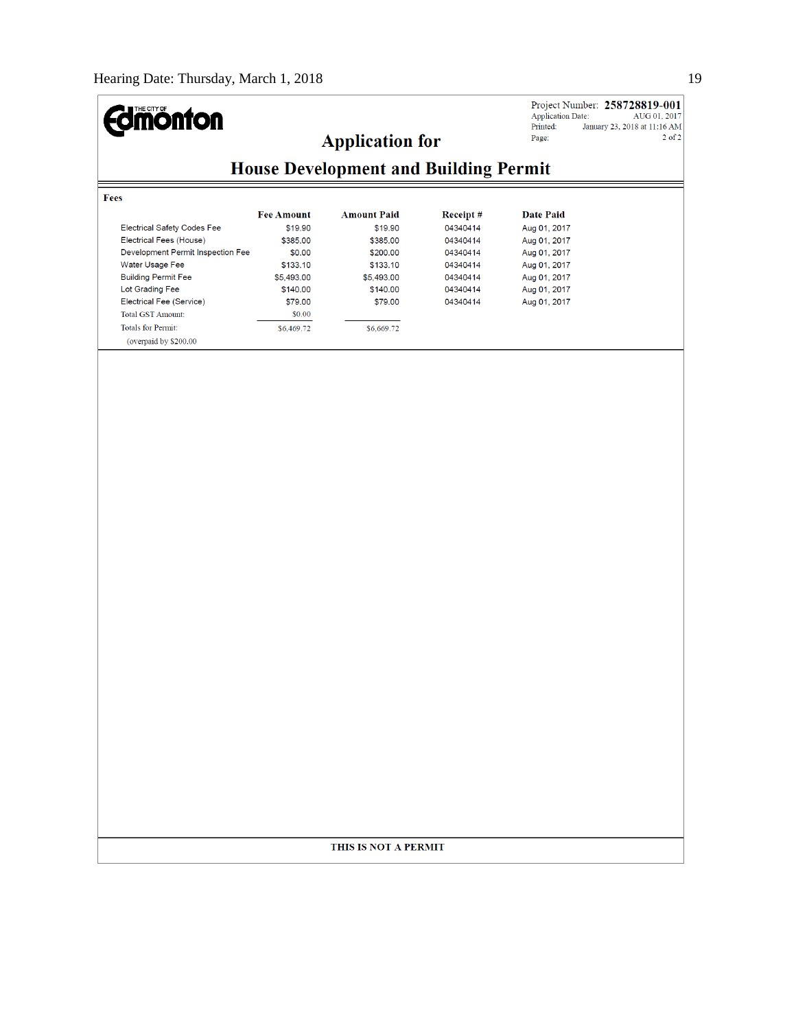THE CITY OF Edmonton

Project Number: **258728819-001**
Application Date: AUG 01, 2017
Printed: January 23, 2018 at 11:16 AM
Page: 2 of 2

## Application for

## House Development and Building Permit

**Fees**

| | Fee Amount | Amount Paid | Receipt # | Date Paid |
|---|---|---|---|---|
| Electrical Safety Codes Fee | $19.90 | $19.90 | 04340414 | Aug 01, 2017 |
| Electrical Fees (House) | $385.00 | $385.00 | 04340414 | Aug 01, 2017 |
| Development Permit Inspection Fee | $0.00 | $200.00 | 04340414 | Aug 01, 2017 |
| Water Usage Fee | $133.10 | $133.10 | 04340414 | Aug 01, 2017 |
| Building Permit Fee | $5,493.00 | $5,493.00 | 04340414 | Aug 01, 2017 |
| Lot Grading Fee | $140.00 | $140.00 | 04340414 | Aug 01, 2017 |
| Electrical Fee (Service) | $79.00 | $79.00 | 04340414 | Aug 01, 2017 |
| Total GST Amount: | $0.00 | | | |
| Totals for Permit: | $6,469.72 | $6,669.72 | | |
| (overpaid by $200.00 | | | | |

**THIS IS NOT A PERMIT**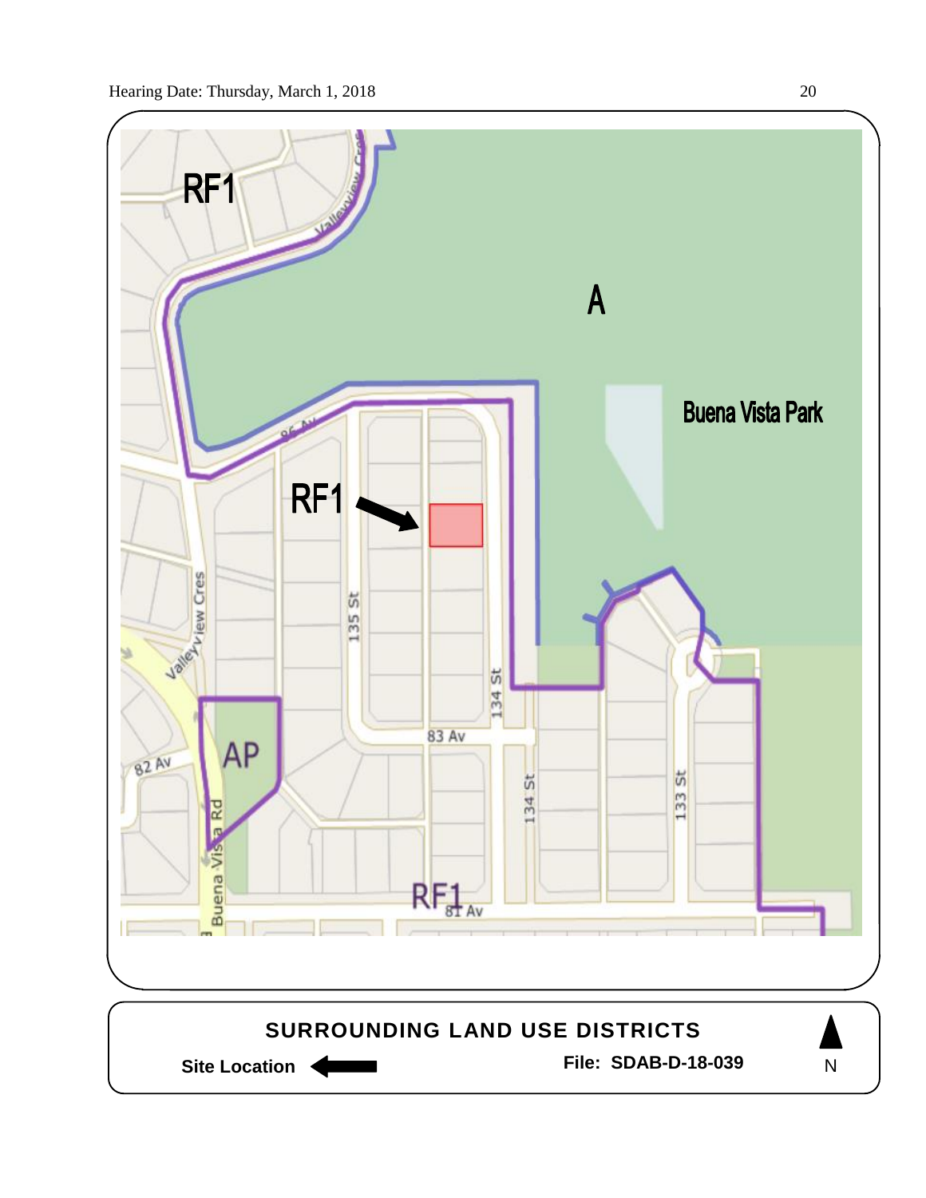RF1

A

Buena Vista Park

RF1

86 Av

Valleyview Cres

135 St

134 St

83 Av

AP

82 Av

Buena Vista Rd

134 St

133 St

RF1

81 Av

**SURROUNDING LAND USE DISTRICTS**

**Site Location**

**File: SDAB-D-18-039**

N